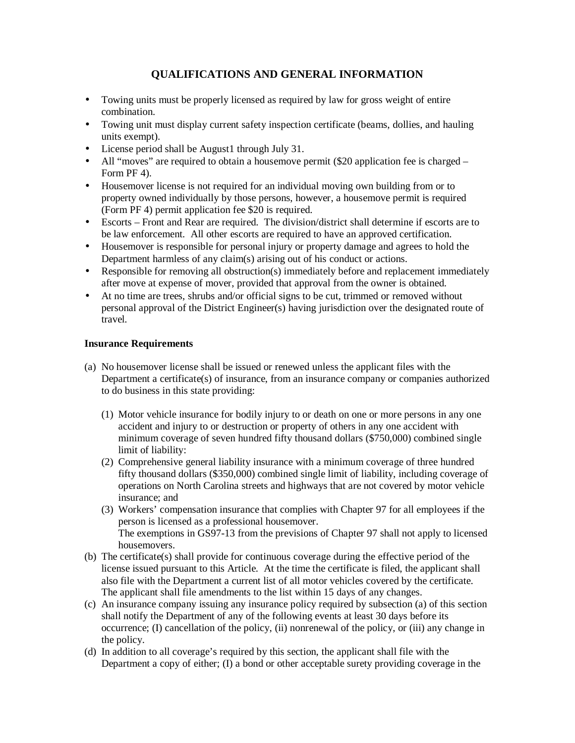# QUALIFICATIONS AND GENERAL INFORMATION

- Towing units must be properly licensed as required by law for gross weight of entire combination.
- Towing unit must display current safety inspection certificate (beams, dollies, and hauling units exempt).
- License period shall be August1 through July 31.
- All "moves" are required to obtain a housemove permit ($20 application fee is charged – Form PF 4).
- Housemover license is not required for an individual moving own building from or to property owned individually by those persons, however, a housemove permit is required (Form PF 4) permit application fee $20 is required.
- Escorts – Front and Rear are required. The division/district shall determine if escorts are to be law enforcement. All other escorts are required to have an approved certification.
- Housemover is responsible for personal injury or property damage and agrees to hold the Department harmless of any claim(s) arising out of his conduct or actions.
- Responsible for removing all obstruction(s) immediately before and replacement immediately after move at expense of mover, provided that approval from the owner is obtained.
- At no time are trees, shrubs and/or official signs to be cut, trimmed or removed without personal approval of the District Engineer(s) having jurisdiction over the designated route of travel.

### Insurance Requirements

(a) No housemover license shall be issued or renewed unless the applicant files with the Department a certificate(s) of insurance, from an insurance company or companies authorized to do business in this state providing:

 (1) Motor vehicle insurance for bodily injury to or death on one or more persons in any one accident and injury to or destruction or property of others in any one accident with minimum coverage of seven hundred fifty thousand dollars ($750,000) combined single limit of liability:

 (2) Comprehensive general liability insurance with a minimum coverage of three hundred fifty thousand dollars ($350,000) combined single limit of liability, including coverage of operations on North Carolina streets and highways that are not covered by motor vehicle insurance; and

 (3) Workers' compensation insurance that complies with Chapter 97 for all employees if the person is licensed as a professional housemover.
 The exemptions in GS97-13 from the previsions of Chapter 97 shall not apply to licensed housemovers.

(b) The certificate(s) shall provide for continuous coverage during the effective period of the license issued pursuant to this Article. At the time the certificate is filed, the applicant shall also file with the Department a current list of all motor vehicles covered by the certificate. The applicant shall file amendments to the list within 15 days of any changes.

(c) An insurance company issuing any insurance policy required by subsection (a) of this section shall notify the Department of any of the following events at least 30 days before its occurrence; (I) cancellation of the policy, (ii) nonrenewal of the policy, or (iii) any change in the policy.

(d) In addition to all coverage's required by this section, the applicant shall file with the Department a copy of either; (I) a bond or other acceptable surety providing coverage in the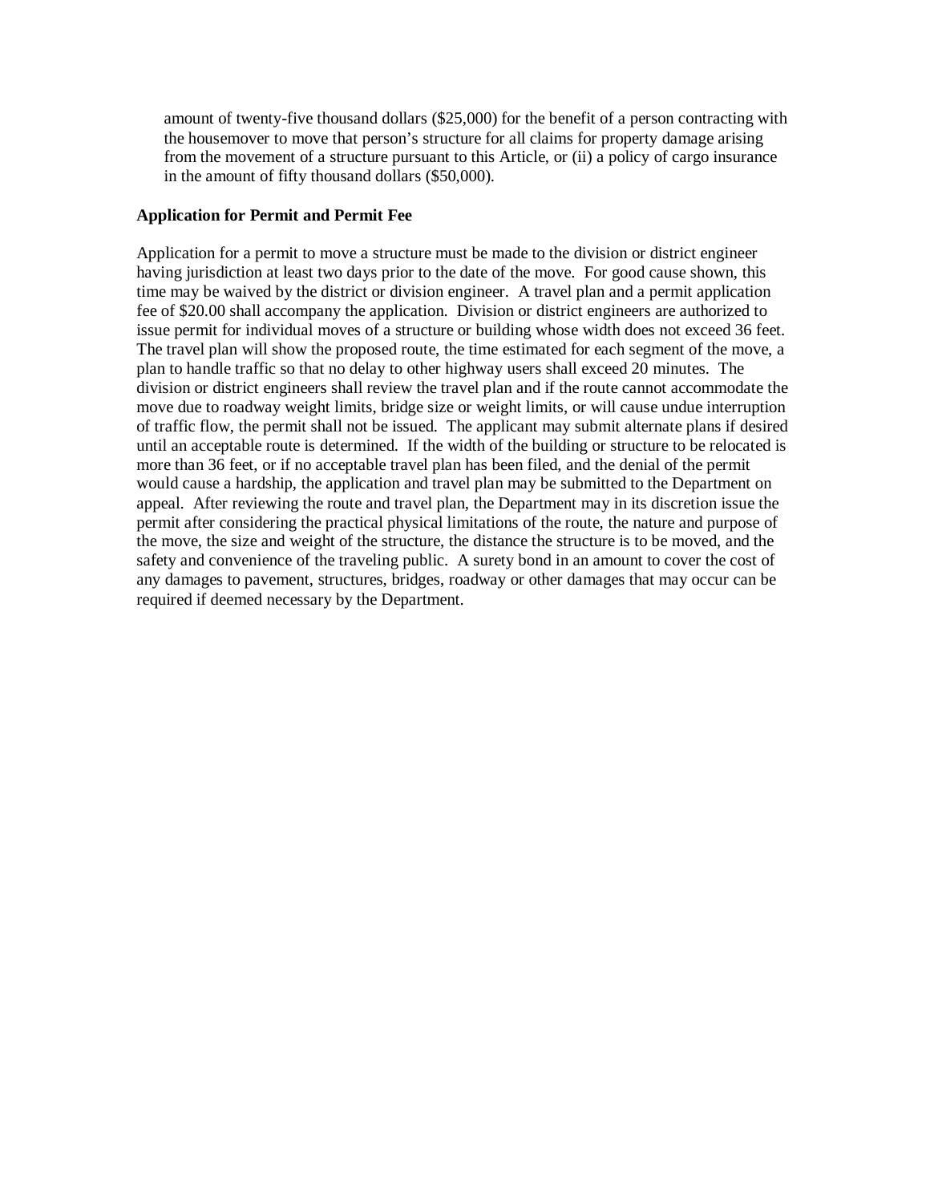amount of twenty-five thousand dollars ($25,000) for the benefit of a person contracting with the housemover to move that person's structure for all claims for property damage arising from the movement of a structure pursuant to this Article, or (ii) a policy of cargo insurance in the amount of fifty thousand dollars ($50,000).

**Application for Permit and Permit Fee**

Application for a permit to move a structure must be made to the division or district engineer having jurisdiction at least two days prior to the date of the move. For good cause shown, this time may be waived by the district or division engineer. A travel plan and a permit application fee of $20.00 shall accompany the application. Division or district engineers are authorized to issue permit for individual moves of a structure or building whose width does not exceed 36 feet. The travel plan will show the proposed route, the time estimated for each segment of the move, a plan to handle traffic so that no delay to other highway users shall exceed 20 minutes. The division or district engineers shall review the travel plan and if the route cannot accommodate the move due to roadway weight limits, bridge size or weight limits, or will cause undue interruption of traffic flow, the permit shall not be issued. The applicant may submit alternate plans if desired until an acceptable route is determined. If the width of the building or structure to be relocated is more than 36 feet, or if no acceptable travel plan has been filed, and the denial of the permit would cause a hardship, the application and travel plan may be submitted to the Department on appeal. After reviewing the route and travel plan, the Department may in its discretion issue the permit after considering the practical physical limitations of the route, the nature and purpose of the move, the size and weight of the structure, the distance the structure is to be moved, and the safety and convenience of the traveling public. A surety bond in an amount to cover the cost of any damages to pavement, structures, bridges, roadway or other damages that may occur can be required if deemed necessary by the Department.